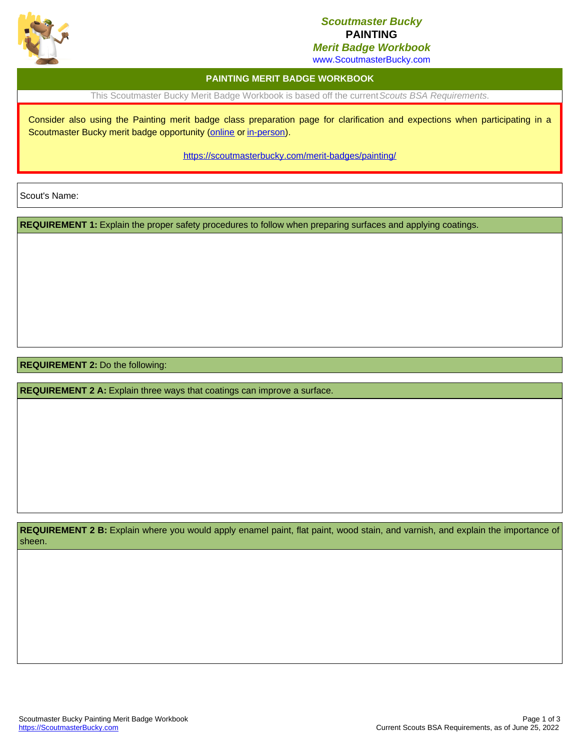**Scoutmaster Bucky**
**PAINTING**
***Merit Badge Workbook***
www.ScoutmasterBucky.com

## PAINTING MERIT BADGE WORKBOOK

This Scoutmaster Bucky Merit Badge Workbook is based off the current *Scouts BSA Requirements.*

Consider also using the Painting merit badge class preparation page for clarification and expections when participating in a Scoutmaster Bucky merit badge opportunity (online or in-person).

https://scoutmasterbucky.com/merit-badges/painting/

Scout's Name:

**REQUIREMENT 1:** Explain the proper safety procedures to follow when preparing surfaces and applying coatings.

**REQUIREMENT 2:** Do the following:

**REQUIREMENT 2 A:** Explain three ways that coatings can improve a surface.

**REQUIREMENT 2 B:** Explain where you would apply enamel paint, flat paint, wood stain, and varnish, and explain the importance of sheen.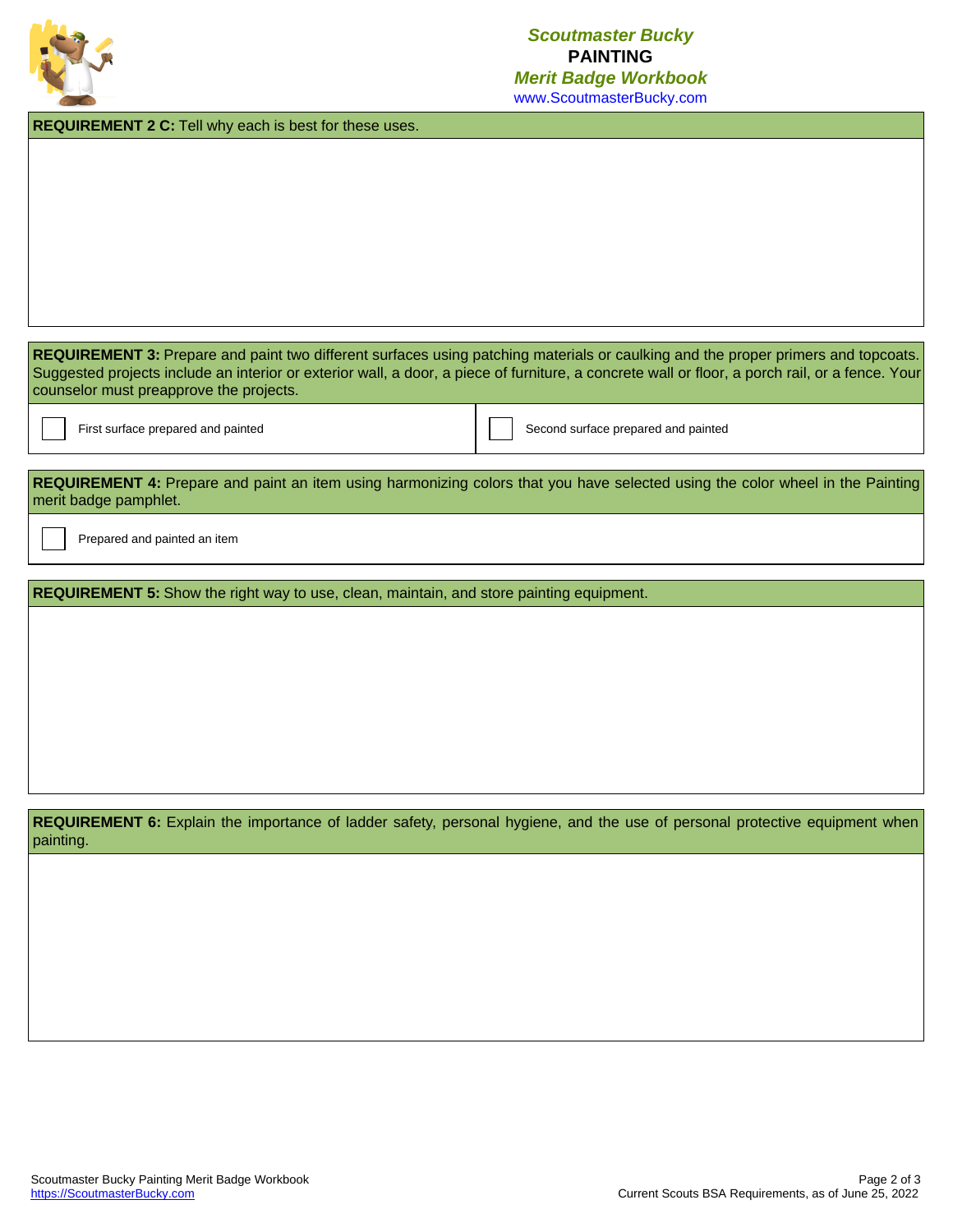**REQUIREMENT 2 C:** Tell why each is best for these uses.

**REQUIREMENT 3:** Prepare and paint two different surfaces using patching materials or caulking and the proper primers and topcoats. Suggested projects include an interior or exterior wall, a door, a piece of furniture, a concrete wall or floor, a porch rail, or a fence. Your counselor must preapprove the projects.

- [ ] First surface prepared and painted
- [ ] Second surface prepared and painted

**REQUIREMENT 4:** Prepare and paint an item using harmonizing colors that you have selected using the color wheel in the Painting merit badge pamphlet.

- [ ] Prepared and painted an item

**REQUIREMENT 5:** Show the right way to use, clean, maintain, and store painting equipment.

**REQUIREMENT 6:** Explain the importance of ladder safety, personal hygiene, and the use of personal protective equipment when painting.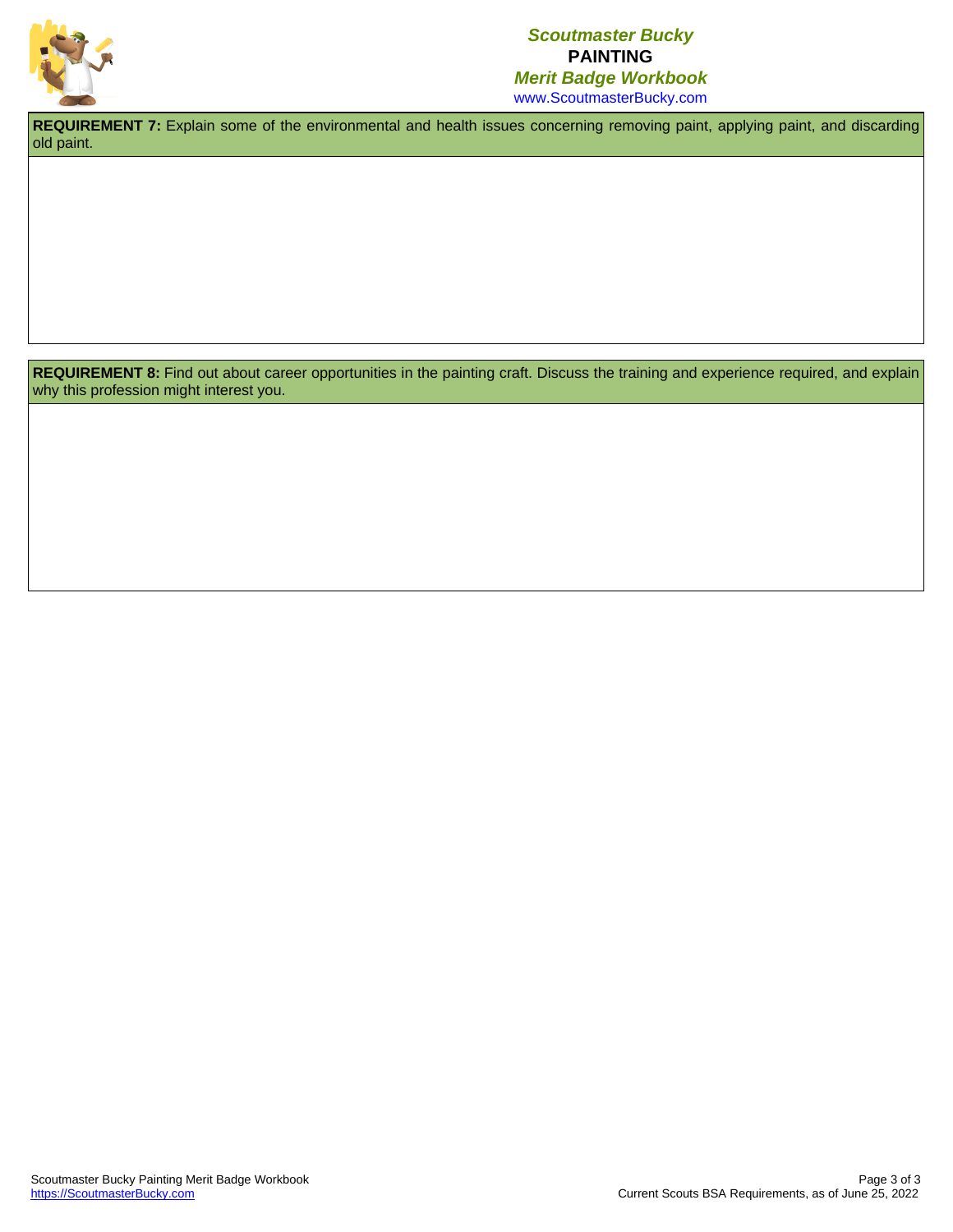**REQUIREMENT 7:** Explain some of the environmental and health issues concerning removing paint, applying paint, and discarding old paint.

**REQUIREMENT 8:** Find out about career opportunities in the painting craft. Discuss the training and experience required, and explain why this profession might interest you.